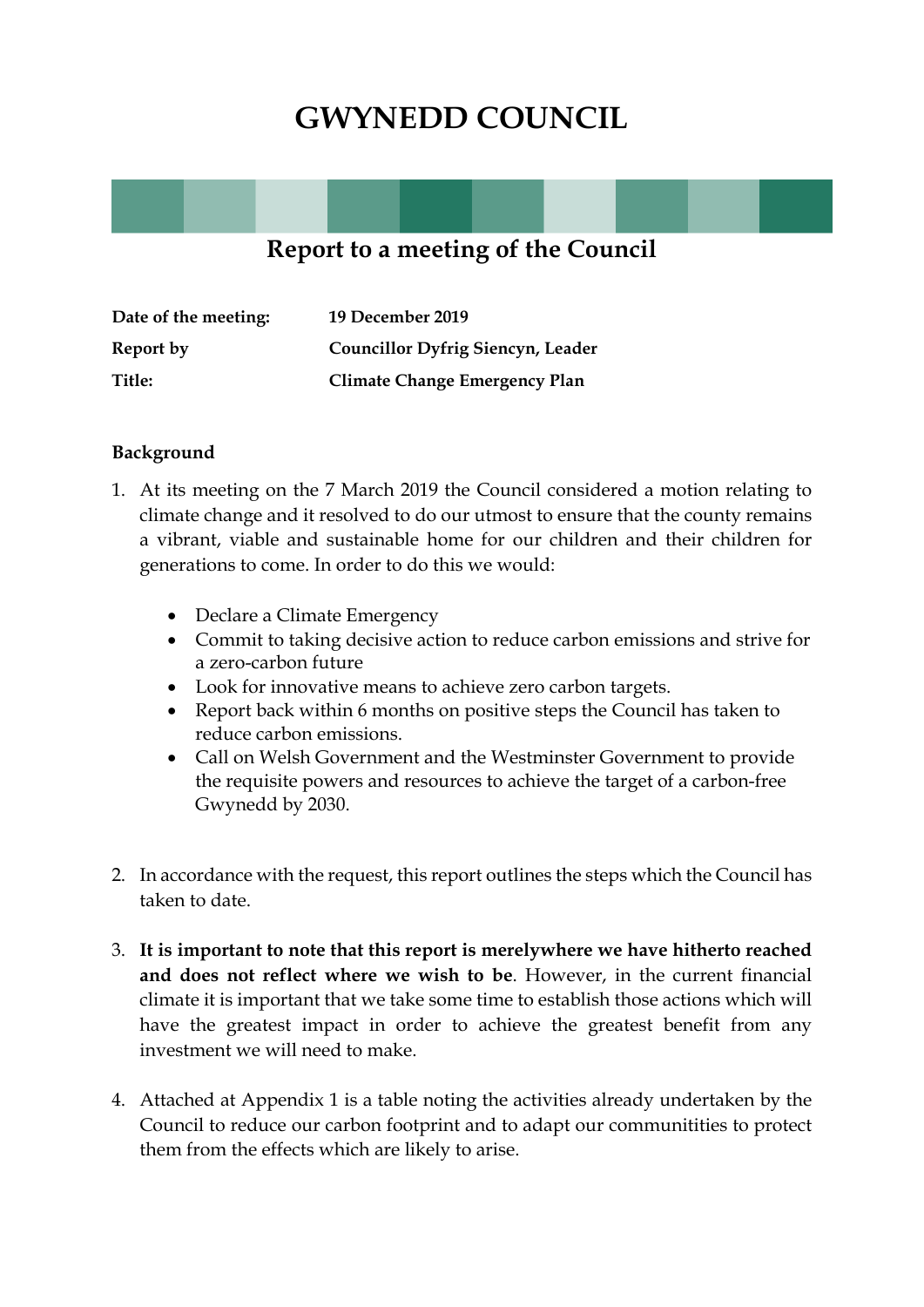# GWYNEDD COUNCIL

## Report to a meeting of the Council

| | |
|---|---|
| **Date of the meeting:** | **19 December 2019** |
| **Report by** | **Councillor Dyfrig Siencyn, Leader** |
| **Title:** | **Climate Change Emergency Plan** |

### Background

1. At its meeting on the 7 March 2019 the Council considered a motion relating to climate change and it resolved to do our utmost to ensure that the county remains a vibrant, viable and sustainable home for our children and their children for generations to come. In order to do this we would:

    - Declare a Climate Emergency
    - Commit to taking decisive action to reduce carbon emissions and strive for a zero-carbon future
    - Look for innovative means to achieve zero carbon targets.
    - Report back within 6 months on positive steps the Council has taken to reduce carbon emissions.
    - Call on Welsh Government and the Westminster Government to provide the requisite powers and resources to achieve the target of a carbon-free Gwynedd by 2030.

2. In accordance with the request, this report outlines the steps which the Council has taken to date.

3. **It is important to note that this report is merelywhere we have hitherto reached and does not reflect where we wish to be**. However, in the current financial climate it is important that we take some time to establish those actions which will have the greatest impact in order to achieve the greatest benefit from any investment we will need to make.

4. Attached at Appendix 1 is a table noting the activities already undertaken by the Council to reduce our carbon footprint and to adapt our communitities to protect them from the effects which are likely to arise.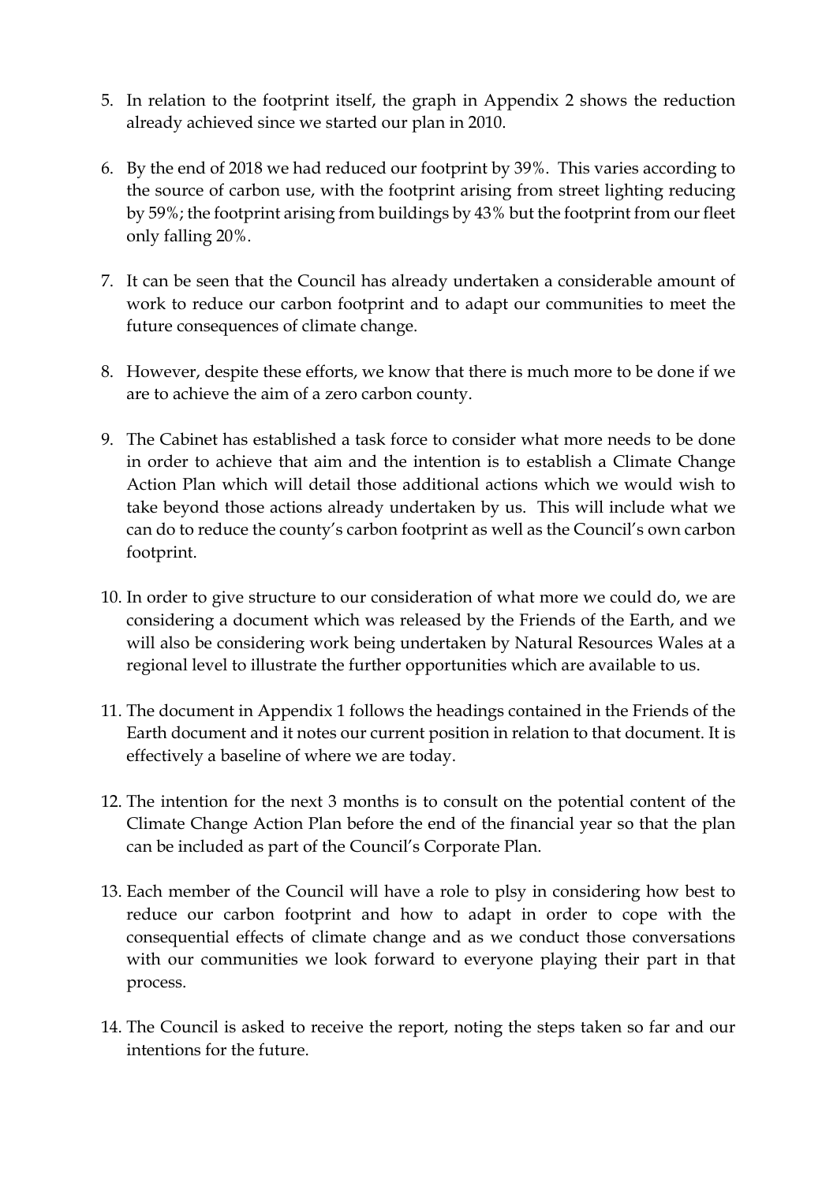5. In relation to the footprint itself, the graph in Appendix 2 shows the reduction already achieved since we started our plan in 2010.

6. By the end of 2018 we had reduced our footprint by 39%. This varies according to the source of carbon use, with the footprint arising from street lighting reducing by 59%; the footprint arising from buildings by 43% but the footprint from our fleet only falling 20%.

7. It can be seen that the Council has already undertaken a considerable amount of work to reduce our carbon footprint and to adapt our communities to meet the future consequences of climate change.

8. However, despite these efforts, we know that there is much more to be done if we are to achieve the aim of a zero carbon county.

9. The Cabinet has established a task force to consider what more needs to be done in order to achieve that aim and the intention is to establish a Climate Change Action Plan which will detail those additional actions which we would wish to take beyond those actions already undertaken by us. This will include what we can do to reduce the county's carbon footprint as well as the Council's own carbon footprint.

10. In order to give structure to our consideration of what more we could do, we are considering a document which was released by the Friends of the Earth, and we will also be considering work being undertaken by Natural Resources Wales at a regional level to illustrate the further opportunities which are available to us.

11. The document in Appendix 1 follows the headings contained in the Friends of the Earth document and it notes our current position in relation to that document. It is effectively a baseline of where we are today.

12. The intention for the next 3 months is to consult on the potential content of the Climate Change Action Plan before the end of the financial year so that the plan can be included as part of the Council's Corporate Plan.

13. Each member of the Council will have a role to plsy in considering how best to reduce our carbon footprint and how to adapt in order to cope with the consequential effects of climate change and as we conduct those conversations with our communities we look forward to everyone playing their part in that process.

14. The Council is asked to receive the report, noting the steps taken so far and our intentions for the future.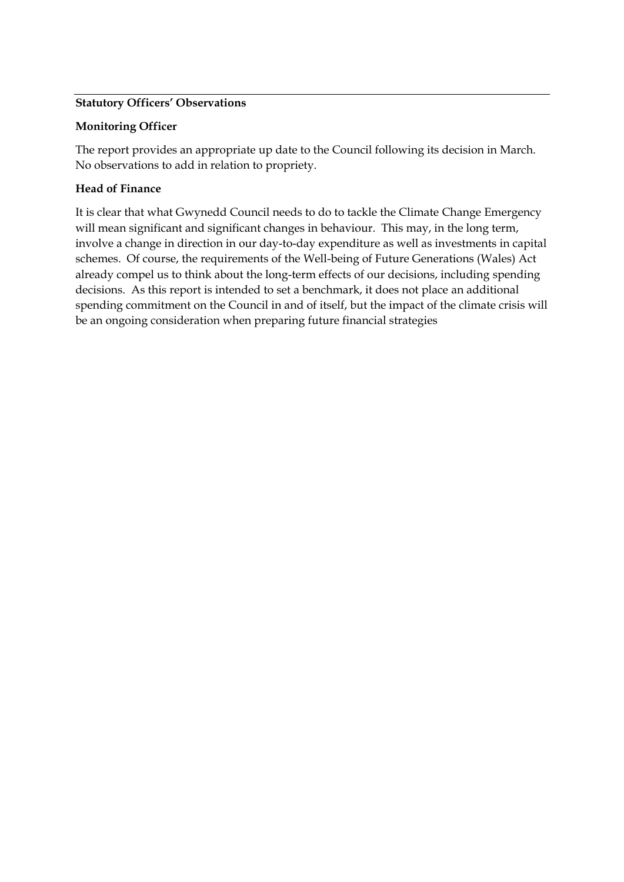**Statutory Officers' Observations**

**Monitoring Officer**

The report provides an appropriate up date to the Council following its decision in March. No observations to add in relation to propriety.

**Head of Finance**

It is clear that what Gwynedd Council needs to do to tackle the Climate Change Emergency will mean significant and significant changes in behaviour. This may, in the long term, involve a change in direction in our day-to-day expenditure as well as investments in capital schemes. Of course, the requirements of the Well-being of Future Generations (Wales) Act already compel us to think about the long-term effects of our decisions, including spending decisions. As this report is intended to set a benchmark, it does not place an additional spending commitment on the Council in and of itself, but the impact of the climate crisis will be an ongoing consideration when preparing future financial strategies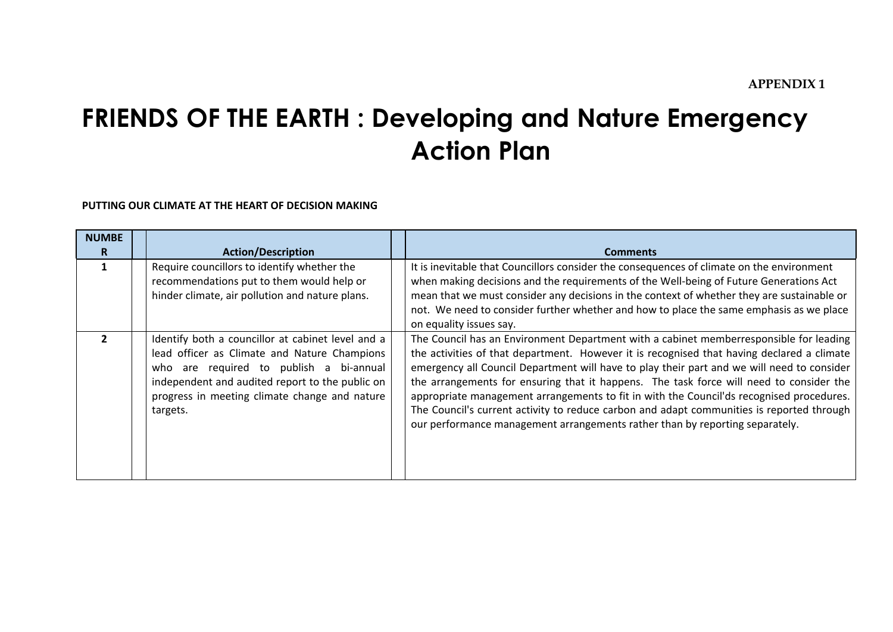**APPENDIX 1**

# FRIENDS OF THE EARTH : Developing and Nature Emergency Action Plan

**PUTTING OUR CLIMATE AT THE HEART OF DECISION MAKING**

| NUMBER | Action/Description | Comments |
|---|---|---|
| 1 | Require councillors to identify whether the recommendations put to them would help or hinder climate, air pollution and nature plans. | It is inevitable that Councillors consider the consequences of climate on the environment when making decisions and the requirements of the Well-being of Future Generations Act mean that we must consider any decisions in the context of whether they are sustainable or not. We need to consider further whether and how to place the same emphasis as we place on equality issues say. |
| 2 | Identify both a councillor at cabinet level and a lead officer as Climate and Nature Champions who are required to publish a bi-annual independent and audited report to the public on progress in meeting climate change and nature targets. | The Council has an Environment Department with a cabinet memberresponsible for leading the activities of that department. However it is recognised that having declared a climate emergency all Council Department will have to play their part and we will need to consider the arrangements for ensuring that it happens. The task force will need to consider the appropriate management arrangements to fit in with the Council'ds recognised procedures. The Council's current activity to reduce carbon and adapt communities is reported through our performance management arrangements rather than by reporting separately. |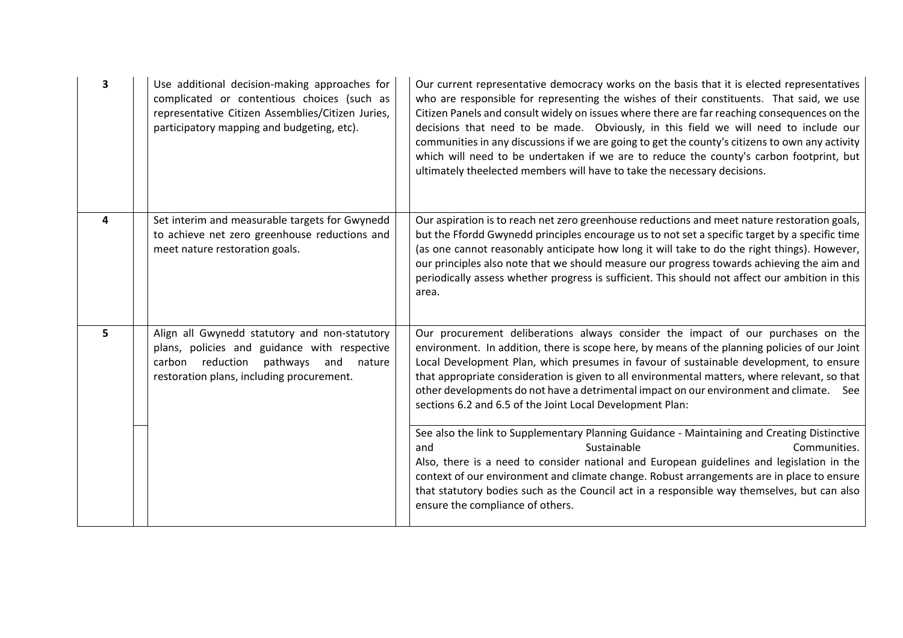| | | | | |
|---|---|---|---|---|
| **3** | | Use additional decision-making approaches for complicated or contentious choices (such as representative Citizen Assemblies/Citizen Juries, participatory mapping and budgeting, etc). | | Our current representative democracy works on the basis that it is elected representatives who are responsible for representing the wishes of their constituents. That said, we use Citizen Panels and consult widely on issues where there are far reaching consequences on the decisions that need to be made. Obviously, in this field we will need to include our communities in any discussions if we are going to get the county's citizens to own any activity which will need to be undertaken if we are to reduce the county's carbon footprint, but ultimately theelected members will have to take the necessary decisions. |
| **4** | | Set interim and measurable targets for Gwynedd to achieve net zero greenhouse reductions and meet nature restoration goals. | | Our aspiration is to reach net zero greenhouse reductions and meet nature restoration goals, but the Ffordd Gwynedd principles encourage us to not set a specific target by a specific time (as one cannot reasonably anticipate how long it will take to do the right things). However, our principles also note that we should measure our progress towards achieving the aim and periodically assess whether progress is sufficient. This should not affect our ambition in this area. |
| **5** | | Align all Gwynedd statutory and non-statutory plans, policies and guidance with respective carbon reduction pathways and nature restoration plans, including procurement. | | Our procurement deliberations always consider the impact of our purchases on the environment. In addition, there is scope here, by means of the planning policies of our Joint Local Development Plan, which presumes in favour of sustainable development, to ensure that appropriate consideration is given to all environmental matters, where relevant, so that other developments do not have a detrimental impact on our environment and climate. See sections 6.2 and 6.5 of the Joint Local Development Plan: |
| | | | | See also the link to Supplementary Planning Guidance - Maintaining and Creating Distinctive and Sustainable Communities. Also, there is a need to consider national and European guidelines and legislation in the context of our environment and climate change. Robust arrangements are in place to ensure that statutory bodies such as the Council act in a responsible way themselves, but can also ensure the compliance of others. |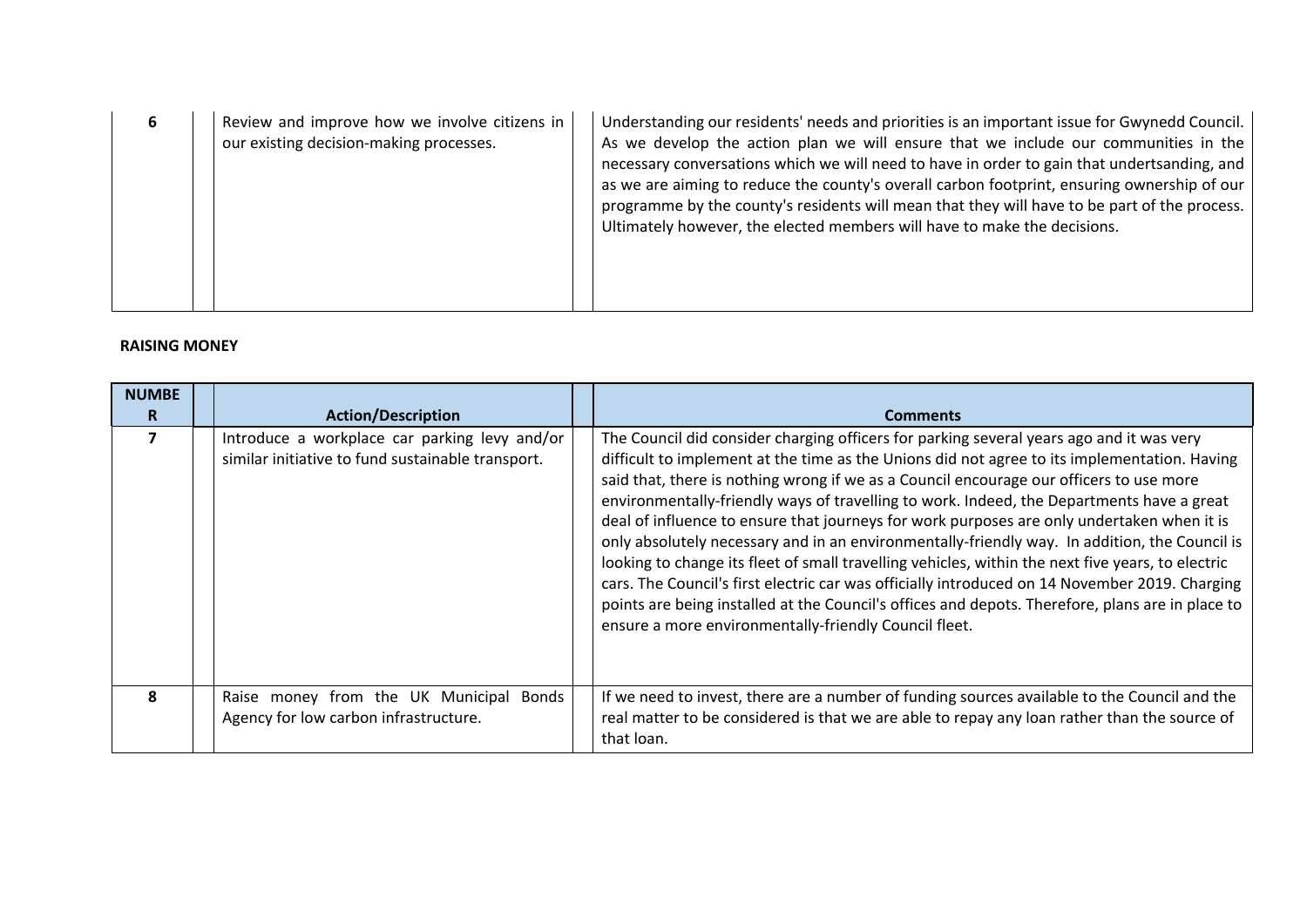| 6 | Review and improve how we involve citizens in our existing decision-making processes. | Understanding our residents' needs and priorities is an important issue for Gwynedd Council. As we develop the action plan we will ensure that we include our communities in the necessary conversations which we will need to have in order to gain that undertsanding, and as we are aiming to reduce the county's overall carbon footprint, ensuring ownership of our programme by the county's residents will mean that they will have to be part of the process. Ultimately however, the elected members will have to make the decisions. |
|---|---|---|

**RAISING MONEY**

| NUMBER | Action/Description | Comments |
|---|---|---|
| 7 | Introduce a workplace car parking levy and/or similar initiative to fund sustainable transport. | The Council did consider charging officers for parking several years ago and it was very difficult to implement at the time as the Unions did not agree to its implementation. Having said that, there is nothing wrong if we as a Council encourage our officers to use more environmentally-friendly ways of travelling to work. Indeed, the Departments have a great deal of influence to ensure that journeys for work purposes are only undertaken when it is only absolutely necessary and in an environmentally-friendly way. In addition, the Council is looking to change its fleet of small travelling vehicles, within the next five years, to electric cars. The Council's first electric car was officially introduced on 14 November 2019. Charging points are being installed at the Council's offices and depots. Therefore, plans are in place to ensure a more environmentally-friendly Council fleet. |
| 8 | Raise money from the UK Municipal Bonds Agency for low carbon infrastructure. | If we need to invest, there are a number of funding sources available to the Council and the real matter to be considered is that we are able to repay any loan rather than the source of that loan. |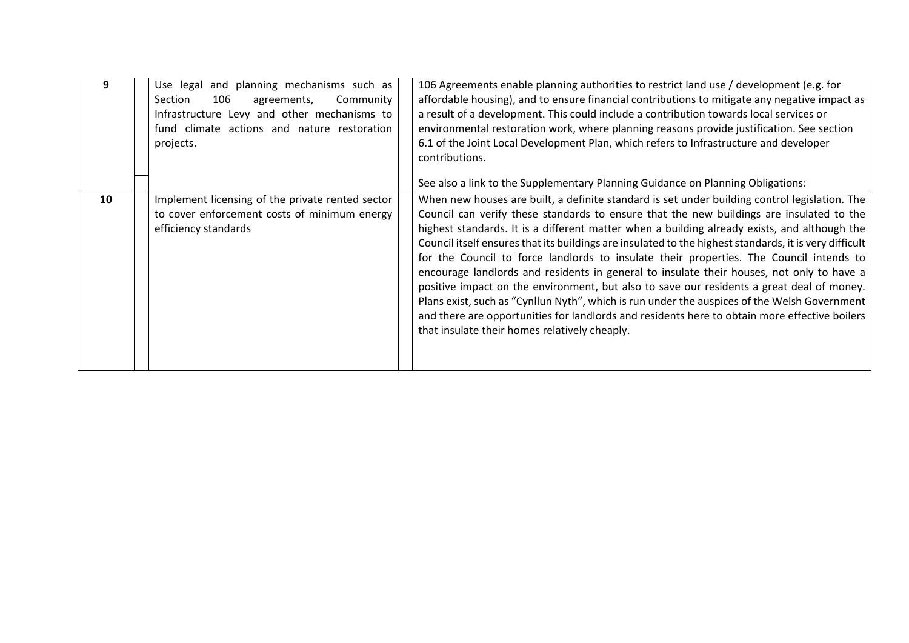| | | | | |
|---|---|---|---|---|
| **9** | | Use legal and planning mechanisms such as Section 106 agreements, Community Infrastructure Levy and other mechanisms to fund climate actions and nature restoration projects. | | 106 Agreements enable planning authorities to restrict land use / development (e.g. for affordable housing), and to ensure financial contributions to mitigate any negative impact as a result of a development. This could include a contribution towards local services or environmental restoration work, where planning reasons provide justification. See section 6.1 of the Joint Local Development Plan, which refers to Infrastructure and developer contributions.<br><br>See also a link to the Supplementary Planning Guidance on Planning Obligations: |
| **10** | | Implement licensing of the private rented sector to cover enforcement costs of minimum energy efficiency standards | | When new houses are built, a definite standard is set under building control legislation. The Council can verify these standards to ensure that the new buildings are insulated to the highest standards. It is a different matter when a building already exists, and although the Council itself ensures that its buildings are insulated to the highest standards, it is very difficult for the Council to force landlords to insulate their properties. The Council intends to encourage landlords and residents in general to insulate their houses, not only to have a positive impact on the environment, but also to save our residents a great deal of money. Plans exist, such as "Cynllun Nyth", which is run under the auspices of the Welsh Government and there are opportunities for landlords and residents here to obtain more effective boilers that insulate their homes relatively cheaply. |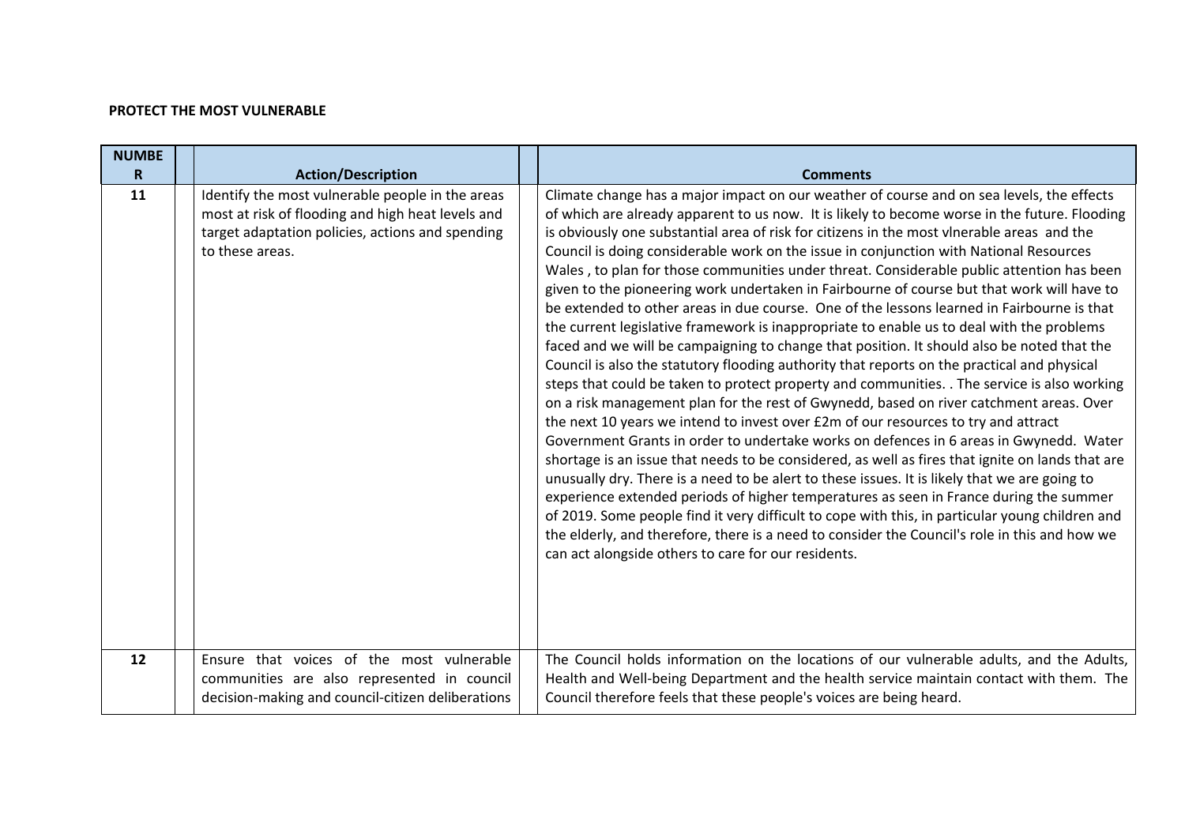**PROTECT THE MOST VULNERABLE**

| NUMBER | | Action/Description | | Comments |
|---|---|---|---|---|
| 11 | | Identify the most vulnerable people in the areas most at risk of flooding and high heat levels and target adaptation policies, actions and spending to these areas. | | Climate change has a major impact on our weather of course and on sea levels, the effects of which are already apparent to us now. It is likely to become worse in the future. Flooding is obviously one substantial area of risk for citizens in the most vlnerable areas and the Council is doing considerable work on the issue in conjunction with National Resources Wales , to plan for those communities under threat. Considerable public attention has been given to the pioneering work undertaken in Fairbourne of course but that work will have to be extended to other areas in due course. One of the lessons learned in Fairbourne is that the current legislative framework is inappropriate to enable us to deal with the problems faced and we will be campaigning to change that position. It should also be noted that the Council is also the statutory flooding authority that reports on the practical and physical steps that could be taken to protect property and communities. . The service is also working on a risk management plan for the rest of Gwynedd, based on river catchment areas. Over the next 10 years we intend to invest over £2m of our resources to try and attract Government Grants in order to undertake works on defences in 6 areas in Gwynedd. Water shortage is an issue that needs to be considered, as well as fires that ignite on lands that are unusually dry. There is a need to be alert to these issues. It is likely that we are going to experience extended periods of higher temperatures as seen in France during the summer of 2019. Some people find it very difficult to cope with this, in particular young children and the elderly, and therefore, there is a need to consider the Council's role in this and how we can act alongside others to care for our residents. |
| 12 | | Ensure that voices of the most vulnerable communities are also represented in council decision-making and council-citizen deliberations | | The Council holds information on the locations of our vulnerable adults, and the Adults, Health and Well-being Department and the health service maintain contact with them. The Council therefore feels that these people's voices are being heard. |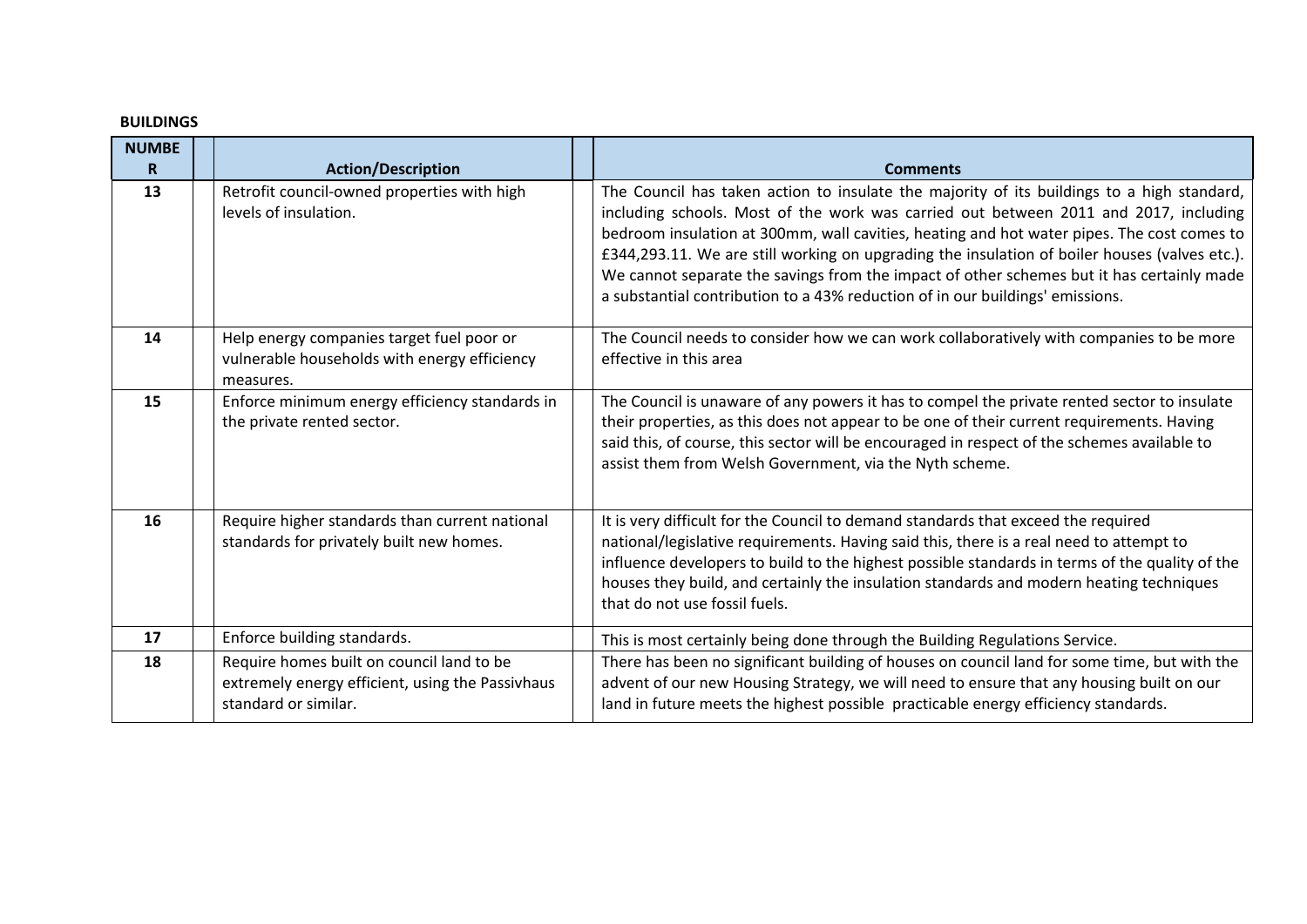**BUILDINGS**

| NUMBER | Action/Description | Comments |
|---|---|---|
| 13 | Retrofit council-owned properties with high levels of insulation. | The Council has taken action to insulate the majority of its buildings to a high standard, including schools. Most of the work was carried out between 2011 and 2017, including bedroom insulation at 300mm, wall cavities, heating and hot water pipes. The cost comes to £344,293.11. We are still working on upgrading the insulation of boiler houses (valves etc.). We cannot separate the savings from the impact of other schemes but it has certainly made a substantial contribution to a 43% reduction of in our buildings' emissions. |
| 14 | Help energy companies target fuel poor or vulnerable households with energy efficiency measures. | The Council needs to consider how we can work collaboratively with companies to be more effective in this area |
| 15 | Enforce minimum energy efficiency standards in the private rented sector. | The Council is unaware of any powers it has to compel the private rented sector to insulate their properties, as this does not appear to be one of their current requirements. Having said this, of course, this sector will be encouraged in respect of the schemes available to assist them from Welsh Government, via the Nyth scheme. |
| 16 | Require higher standards than current national standards for privately built new homes. | It is very difficult for the Council to demand standards that exceed the required national/legislative requirements. Having said this, there is a real need to attempt to influence developers to build to the highest possible standards in terms of the quality of the houses they build, and certainly the insulation standards and modern heating techniques that do not use fossil fuels. |
| 17 | Enforce building standards. | This is most certainly being done through the Building Regulations Service. |
| 18 | Require homes built on council land to be extremely energy efficient, using the Passivhaus standard or similar. | There has been no significant building of houses on council land for some time, but with the advent of our new Housing Strategy, we will need to ensure that any housing built on our land in future meets the highest possible practicable energy efficiency standards. |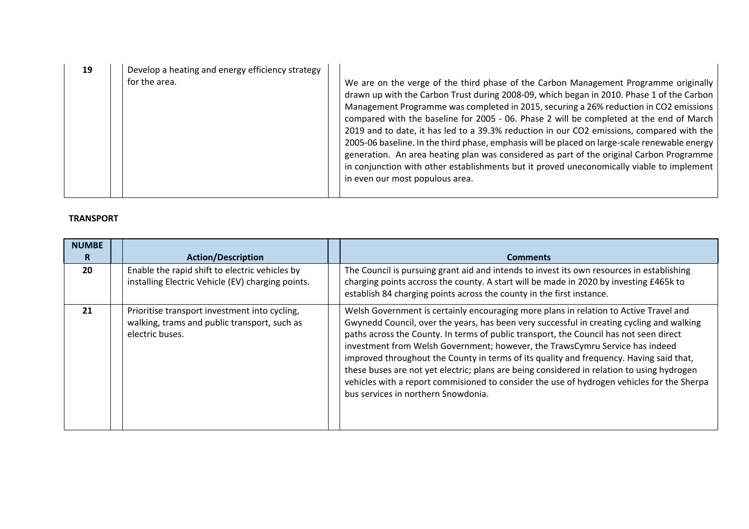| | | | | |
|---|---|---|---|---|
| **19** | | Develop a heating and energy efficiency strategy for the area. | | We are on the verge of the third phase of the Carbon Management Programme originally drawn up with the Carbon Trust during 2008-09, which began in 2010. Phase 1 of the Carbon Management Programme was completed in 2015, securing a 26% reduction in $CO_2$ emissions compared with the baseline for 2005 - 06. Phase 2 will be completed at the end of March 2019 and to date, it has led to a 39.3% reduction in our $CO_2$ emissions, compared with the 2005-06 baseline. In the third phase, emphasis will be placed on large-scale renewable energy generation. An area heating plan was considered as part of the original Carbon Programme in conjunction with other establishments but it proved uneconomically viable to implement in even our most populous area. |

**TRANSPORT**

| NUMBER | | Action/Description | | Comments |
|---|---|---|---|---|
| **20** | | Enable the rapid shift to electric vehicles by installing Electric Vehicle (EV) charging points. | | The Council is pursuing grant aid and intends to invest its own resources in establishing charging points accross the county. A start will be made in 2020 by investing £465k to establish 84 charging points across the county in the first instance. |
| **21** | | Prioritise transport investment into cycling, walking, trams and public transport, such as electric buses. | | Welsh Government is certainly encouraging more plans in relation to Active Travel and Gwynedd Council, over the years, has been very successful in creating cycling and walking paths across the County. In terms of public transport, the Council has not seen direct investment from Welsh Government; however, the TrawsCymru Service has indeed improved throughout the County in terms of its quality and frequency. Having said that, these buses are not yet electric; plans are being considered in relation to using hydrogen vehicles with a report commisioned to consider the use of hydrogen vehicles for the Sherpa bus services in northern Snowdonia. |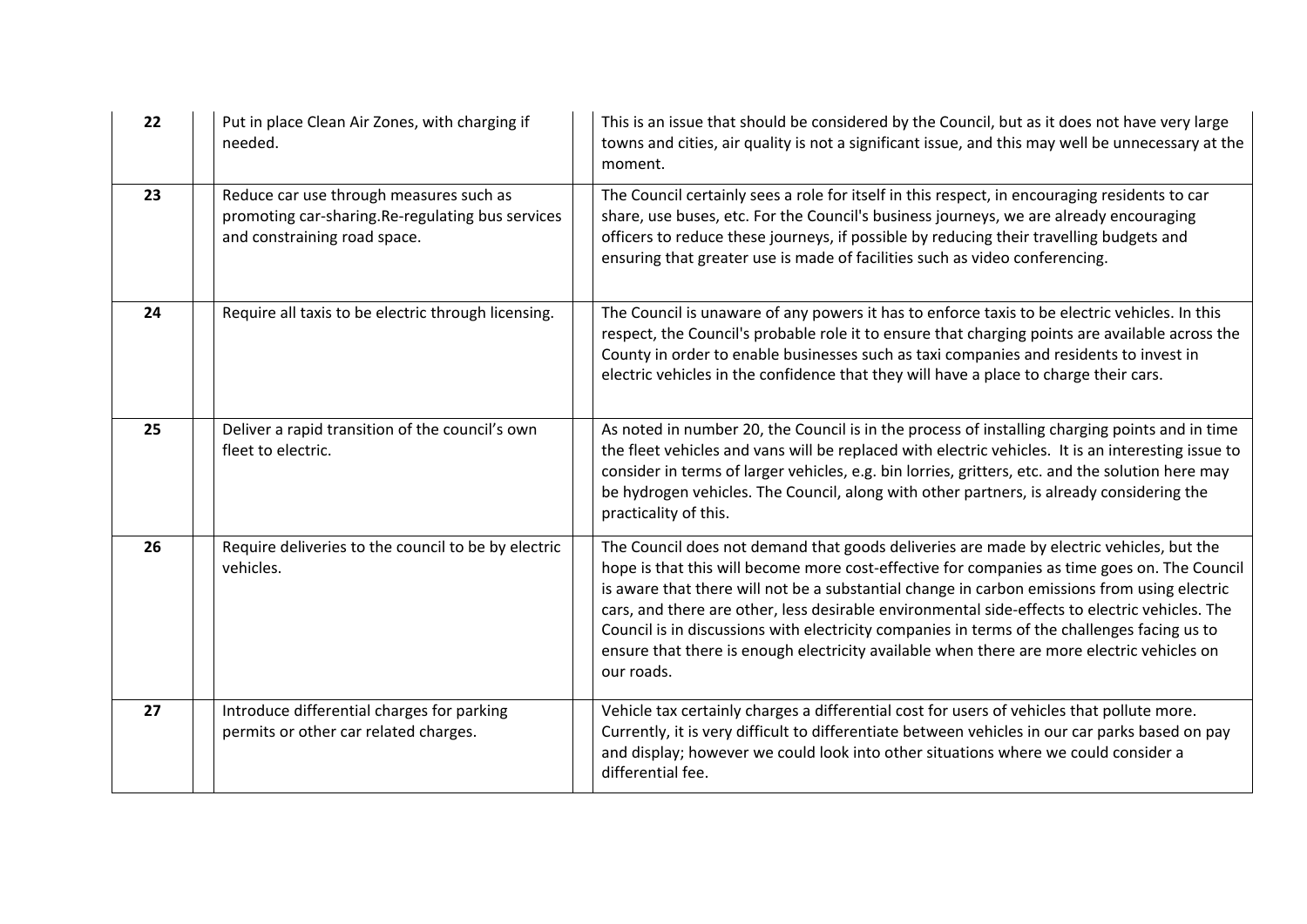| | | | | |
|---|---|---|---|---|
| **22** | | Put in place Clean Air Zones, with charging if needed. | | This is an issue that should be considered by the Council, but as it does not have very large towns and cities, air quality is not a significant issue, and this may well be unnecessary at the moment. |
| **23** | | Reduce car use through measures such as promoting car-sharing.Re-regulating bus services and constraining road space. | | The Council certainly sees a role for itself in this respect, in encouraging residents to car share, use buses, etc. For the Council's business journeys, we are already encouraging officers to reduce these journeys, if possible by reducing their travelling budgets and ensuring that greater use is made of facilities such as video conferencing. |
| **24** | | Require all taxis to be electric through licensing. | | The Council is unaware of any powers it has to enforce taxis to be electric vehicles. In this respect, the Council's probable role it to ensure that charging points are available across the County in order to enable businesses such as taxi companies and residents to invest in electric vehicles in the confidence that they will have a place to charge their cars. |
| **25** | | Deliver a rapid transition of the council's own fleet to electric. | | As noted in number 20, the Council is in the process of installing charging points and in time the fleet vehicles and vans will be replaced with electric vehicles. It is an interesting issue to consider in terms of larger vehicles, e.g. bin lorries, gritters, etc. and the solution here may be hydrogen vehicles. The Council, along with other partners, is already considering the practicality of this. |
| **26** | | Require deliveries to the council to be by electric vehicles. | | The Council does not demand that goods deliveries are made by electric vehicles, but the hope is that this will become more cost-effective for companies as time goes on. The Council is aware that there will not be a substantial change in carbon emissions from using electric cars, and there are other, less desirable environmental side-effects to electric vehicles. The Council is in discussions with electricity companies in terms of the challenges facing us to ensure that there is enough electricity available when there are more electric vehicles on our roads. |
| **27** | | Introduce differential charges for parking permits or other car related charges. | | Vehicle tax certainly charges a differential cost for users of vehicles that pollute more. Currently, it is very difficult to differentiate between vehicles in our car parks based on pay and display; however we could look into other situations where we could consider a differential fee. |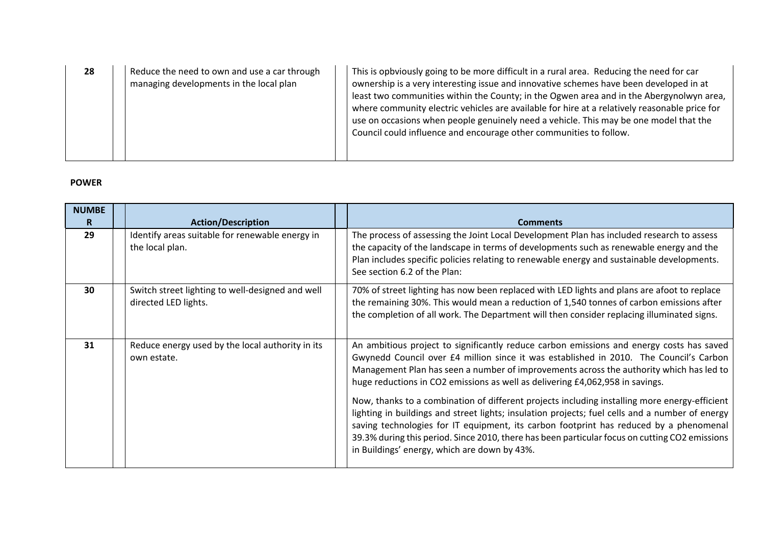| | | | | |
|---|---|---|---|---|
| **28** | | Reduce the need to own and use a car through managing developments in the local plan | | This is opbviously going to be more difficult in a rural area. Reducing the need for car ownership is a very interesting issue and innovative schemes have been developed in at least two communities within the County; in the Ogwen area and in the Abergynolwyn area, where community electric vehicles are available for hire at a relatively reasonable price for use on occasions when people genuinely need a vehicle. This may be one model that the Council could influence and encourage other communities to follow. |

**POWER**

| NUMBER | | Action/Description | | Comments |
|---|---|---|---|---|
| **29** | | Identify areas suitable for renewable energy in the local plan. | | The process of assessing the Joint Local Development Plan has included research to assess the capacity of the landscape in terms of developments such as renewable energy and the Plan includes specific policies relating to renewable energy and sustainable developments. See section 6.2 of the Plan: |
| **30** | | Switch street lighting to well-designed and well directed LED lights. | | 70% of street lighting has now been replaced with LED lights and plans are afoot to replace the remaining 30%. This would mean a reduction of 1,540 tonnes of carbon emissions after the completion of all work. The Department will then consider replacing illuminated signs. |
| **31** | | Reduce energy used by the local authority in its own estate. | | An ambitious project to significantly reduce carbon emissions and energy costs has saved Gwynedd Council over £4 million since it was established in 2010. The Council's Carbon Management Plan has seen a number of improvements across the authority which has led to huge reductions in $CO_2$ emissions as well as delivering £4,062,958 in savings.<br><br>Now, thanks to a combination of different projects including installing more energy-efficient lighting in buildings and street lights; insulation projects; fuel cells and a number of energy saving technologies for IT equipment, its carbon footprint has reduced by a phenomenal 39.3% during this period. Since 2010, there has been particular focus on cutting $CO_2$ emissions in Buildings' energy, which are down by 43%. |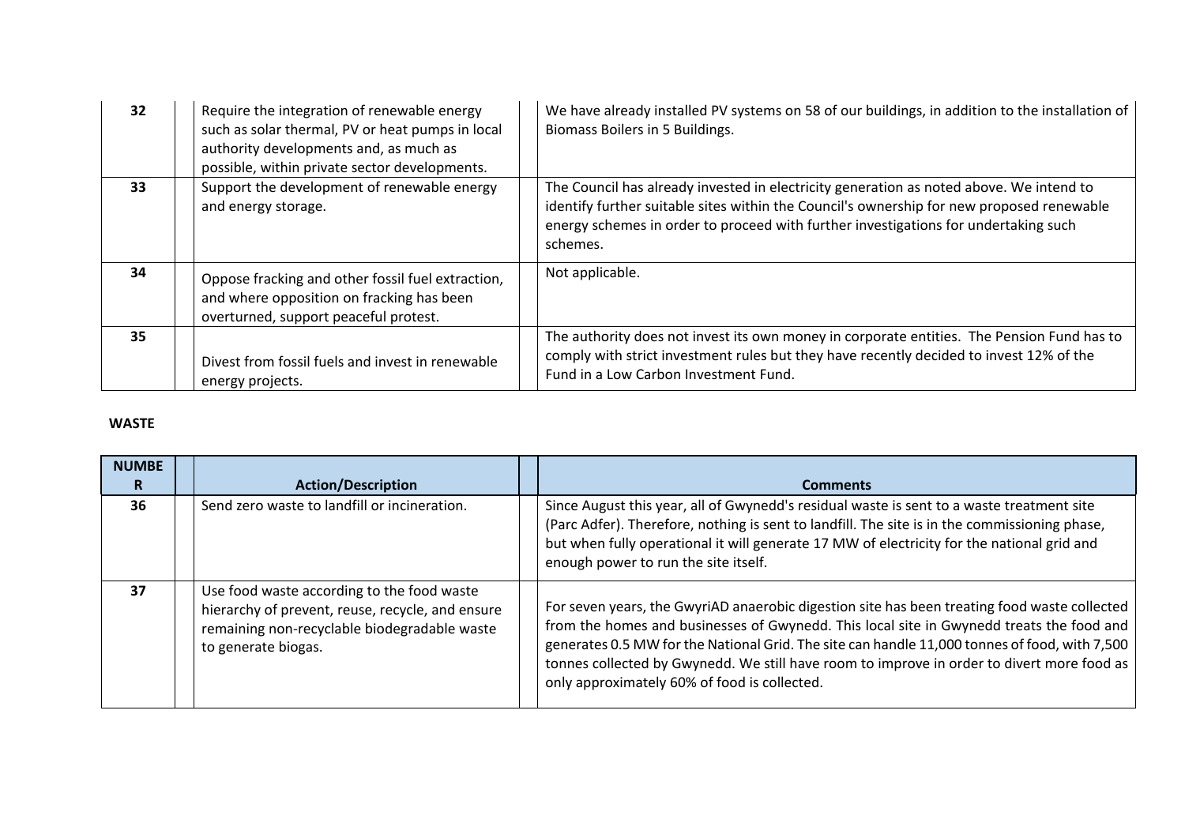| 32 | | Require the integration of renewable energy such as solar thermal, PV or heat pumps in local authority developments and, as much as possible, within private sector developments. | | We have already installed PV systems on 58 of our buildings, in addition to the installation of Biomass Boilers in 5 Buildings. |
|---|---|---|---|---|
| 33 | | Support the development of renewable energy and energy storage. | | The Council has already invested in electricity generation as noted above. We intend to identify further suitable sites within the Council's ownership for new proposed renewable energy schemes in order to proceed with further investigations for undertaking such schemes. |
| 34 | | Oppose fracking and other fossil fuel extraction, and where opposition on fracking has been overturned, support peaceful protest. | | Not applicable. |
| 35 | | Divest from fossil fuels and invest in renewable energy projects. | | The authority does not invest its own money in corporate entities. The Pension Fund has to comply with strict investment rules but they have recently decided to invest 12% of the Fund in a Low Carbon Investment Fund. |

**WASTE**

| NUMBER | | Action/Description | | Comments |
|---|---|---|---|---|
| 36 | | Send zero waste to landfill or incineration. | | Since August this year, all of Gwynedd's residual waste is sent to a waste treatment site (Parc Adfer). Therefore, nothing is sent to landfill. The site is in the commissioning phase, but when fully operational it will generate 17 MW of electricity for the national grid and enough power to run the site itself. |
| 37 | | Use food waste according to the food waste hierarchy of prevent, reuse, recycle, and ensure remaining non-recyclable biodegradable waste to generate biogas. | | For seven years, the GwyriAD anaerobic digestion site has been treating food waste collected from the homes and businesses of Gwynedd. This local site in Gwynedd treats the food and generates 0.5 MW for the National Grid. The site can handle 11,000 tonnes of food, with 7,500 tonnes collected by Gwynedd. We still have room to improve in order to divert more food as only approximately 60% of food is collected. |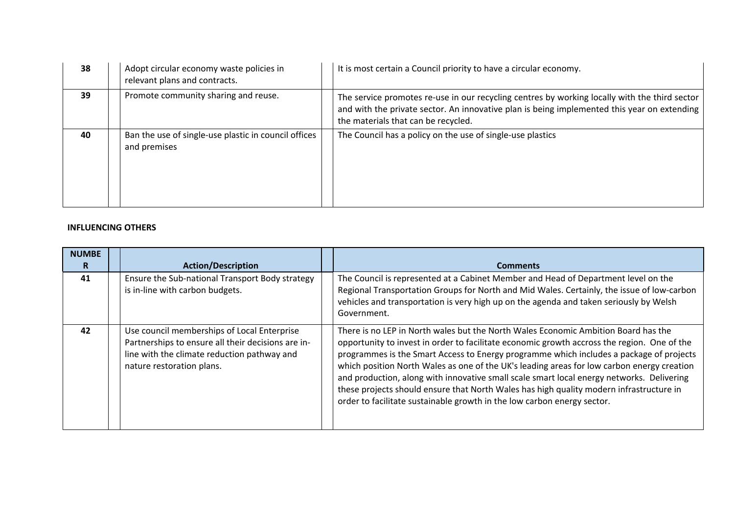| | | |
|---|---|---|
| **38** | Adopt circular economy waste policies in relevant plans and contracts. | It is most certain a Council priority to have a circular economy. |
| **39** | Promote community sharing and reuse. | The service promotes re-use in our recycling centres by working locally with the third sector and with the private sector. An innovative plan is being implemented this year on extending the materials that can be recycled. |
| **40** | Ban the use of single-use plastic in council offices and premises | The Council has a policy on the use of single-use plastics |

**INFLUENCING OTHERS**

| NUMBER | Action/Description | Comments |
|---|---|---|
| **41** | Ensure the Sub-national Transport Body strategy is in-line with carbon budgets. | The Council is represented at a Cabinet Member and Head of Department level on the Regional Transportation Groups for North and Mid Wales. Certainly, the issue of low-carbon vehicles and transportation is very high up on the agenda and taken seriously by Welsh Government. |
| **42** | Use council memberships of Local Enterprise Partnerships to ensure all their decisions are in-line with the climate reduction pathway and nature restoration plans. | There is no LEP in North wales but the North Wales Economic Ambition Board has the opportunity to invest in order to facilitate economic growth accross the region. One of the programmes is the Smart Access to Energy programme which includes a package of projects which position North Wales as one of the UK's leading areas for low carbon energy creation and production, along with innovative small scale smart local energy networks. Delivering these projects should ensure that North Wales has high quality modern infrastructure in order to facilitate sustainable growth in the low carbon energy sector. |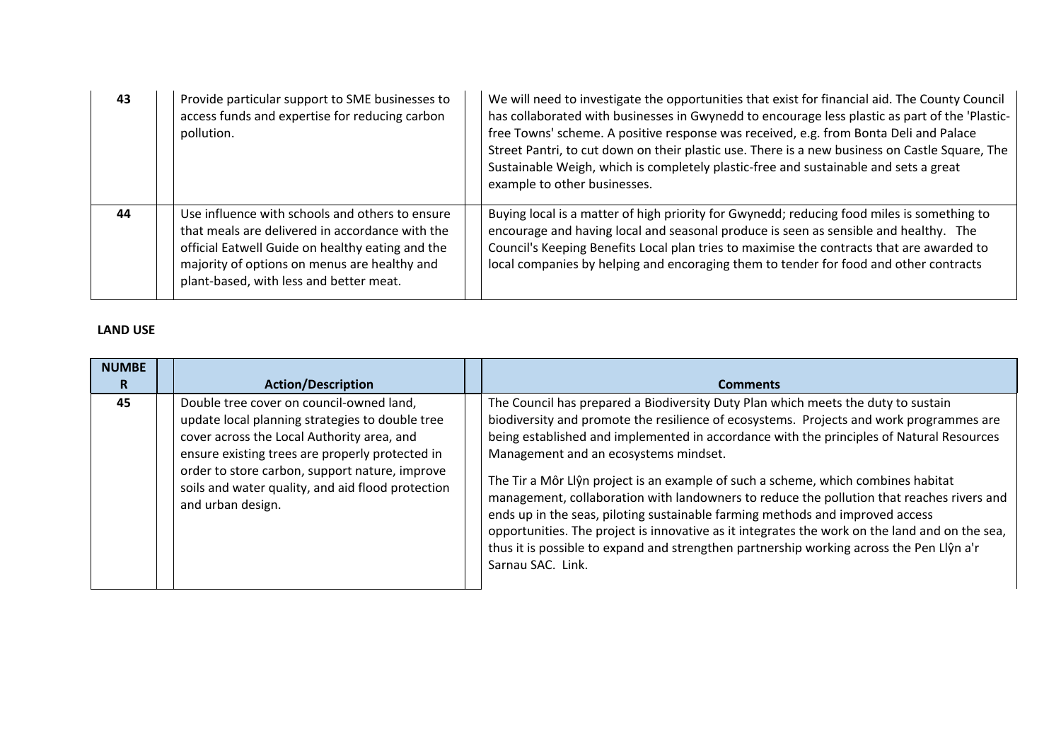| | | | | |
|---|---|---|---|---|
| **43** | | Provide particular support to SME businesses to access funds and expertise for reducing carbon pollution. | | We will need to investigate the opportunities that exist for financial aid. The County Council has collaborated with businesses in Gwynedd to encourage less plastic as part of the 'Plastic-free Towns' scheme. A positive response was received, e.g. from Bonta Deli and Palace Street Pantri, to cut down on their plastic use. There is a new business on Castle Square, The Sustainable Weigh, which is completely plastic-free and sustainable and sets a great example to other businesses. |
| **44** | | Use influence with schools and others to ensure that meals are delivered in accordance with the official Eatwell Guide on healthy eating and the majority of options on menus are healthy and plant-based, with less and better meat. | | Buying local is a matter of high priority for Gwynedd; reducing food miles is something to encourage and having local and seasonal produce is seen as sensible and healthy. The Council's Keeping Benefits Local plan tries to maximise the contracts that are awarded to local companies by helping and encoraging them to tender for food and other contracts |

**LAND USE**

| NUMBER | | Action/Description | | Comments |
|---|---|---|---|---|
| **45** | | Double tree cover on council-owned land, update local planning strategies to double tree cover across the Local Authority area, and ensure existing trees are properly protected in order to store carbon, support nature, improve soils and water quality, and aid flood protection and urban design. | | The Council has prepared a Biodiversity Duty Plan which meets the duty to sustain biodiversity and promote the resilience of ecosystems. Projects and work programmes are being established and implemented in accordance with the principles of Natural Resources Management and an ecosystems mindset.<br><br>The Tir a Môr Llŷn project is an example of such a scheme, which combines habitat management, collaboration with landowners to reduce the pollution that reaches rivers and ends up in the seas, piloting sustainable farming methods and improved access opportunities. The project is innovative as it integrates the work on the land and on the sea, thus it is possible to expand and strengthen partnership working across the Pen Llŷn a'r Sarnau SAC. Link. |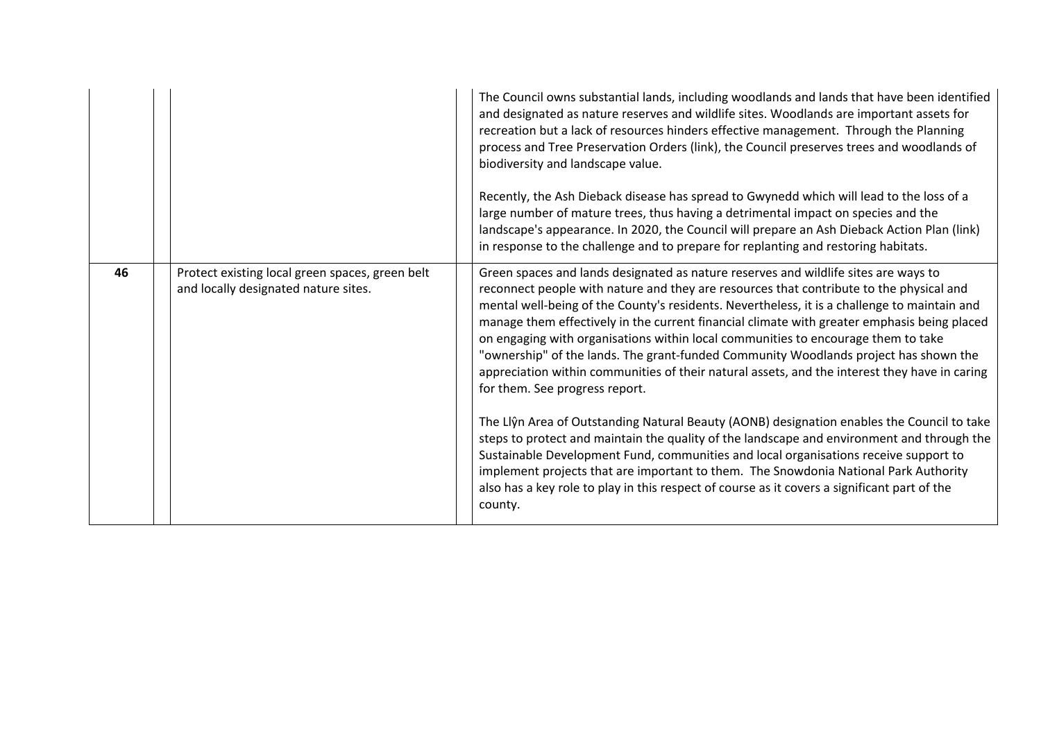| | | | | |
|---|---|---|---|---|
| | | | | The Council owns substantial lands, including woodlands and lands that have been identified and designated as nature reserves and wildlife sites. Woodlands are important assets for recreation but a lack of resources hinders effective management. Through the Planning process and Tree Preservation Orders (link), the Council preserves trees and woodlands of biodiversity and landscape value.<br><br>Recently, the Ash Dieback disease has spread to Gwynedd which will lead to the loss of a large number of mature trees, thus having a detrimental impact on species and the landscape's appearance. In 2020, the Council will prepare an Ash Dieback Action Plan (link) in response to the challenge and to prepare for replanting and restoring habitats. |
| **46** | | Protect existing local green spaces, green belt and locally designated nature sites. | | Green spaces and lands designated as nature reserves and wildlife sites are ways to reconnect people with nature and they are resources that contribute to the physical and mental well-being of the County's residents. Nevertheless, it is a challenge to maintain and manage them effectively in the current financial climate with greater emphasis being placed on engaging with organisations within local communities to encourage them to take "ownership" of the lands. The grant-funded Community Woodlands project has shown the appreciation within communities of their natural assets, and the interest they have in caring for them. See progress report.<br><br>The Llŷn Area of Outstanding Natural Beauty (AONB) designation enables the Council to take steps to protect and maintain the quality of the landscape and environment and through the Sustainable Development Fund, communities and local organisations receive support to implement projects that are important to them. The Snowdonia National Park Authority also has a key role to play in this respect of course as it covers a significant part of the county. |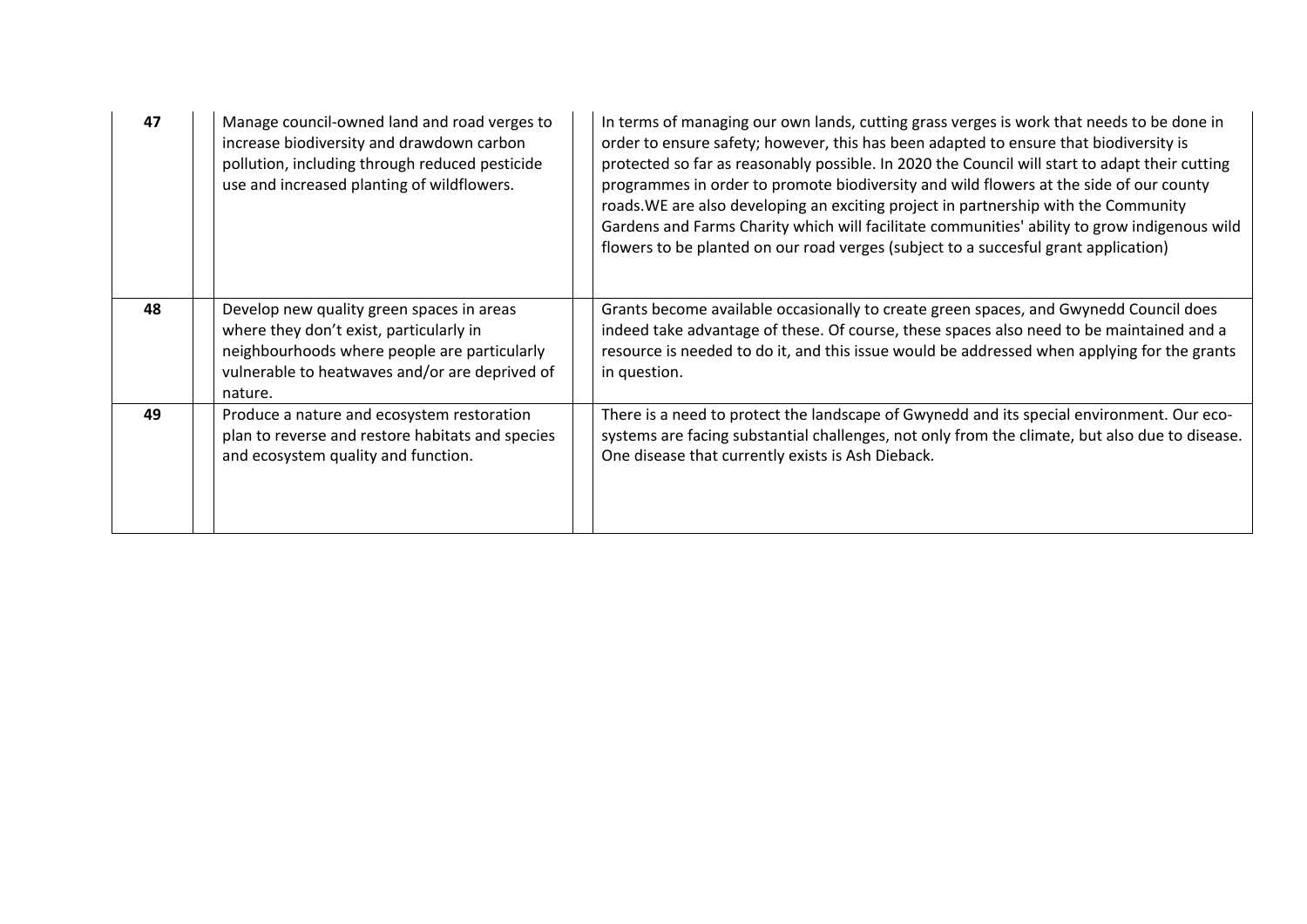| | | | | |
|---|---|---|---|---|
| **47** | | Manage council-owned land and road verges to increase biodiversity and drawdown carbon pollution, including through reduced pesticide use and increased planting of wildflowers. | | In terms of managing our own lands, cutting grass verges is work that needs to be done in order to ensure safety; however, this has been adapted to ensure that biodiversity is protected so far as reasonably possible. In 2020 the Council will start to adapt their cutting programmes in order to promote biodiversity and wild flowers at the side of our county roads.WE are also developing an exciting project in partnership with the Community Gardens and Farms Charity which will facilitate communities' ability to grow indigenous wild flowers to be planted on our road verges (subject to a succesful grant application) |
| **48** | | Develop new quality green spaces in areas where they don't exist, particularly in neighbourhoods where people are particularly vulnerable to heatwaves and/or are deprived of nature. | | Grants become available occasionally to create green spaces, and Gwynedd Council does indeed take advantage of these. Of course, these spaces also need to be maintained and a resource is needed to do it, and this issue would be addressed when applying for the grants in question. |
| **49** | | Produce a nature and ecosystem restoration plan to reverse and restore habitats and species and ecosystem quality and function. | | There is a need to protect the landscape of Gwynedd and its special environment. Our eco-systems are facing substantial challenges, not only from the climate, but also due to disease. One disease that currently exists is Ash Dieback. |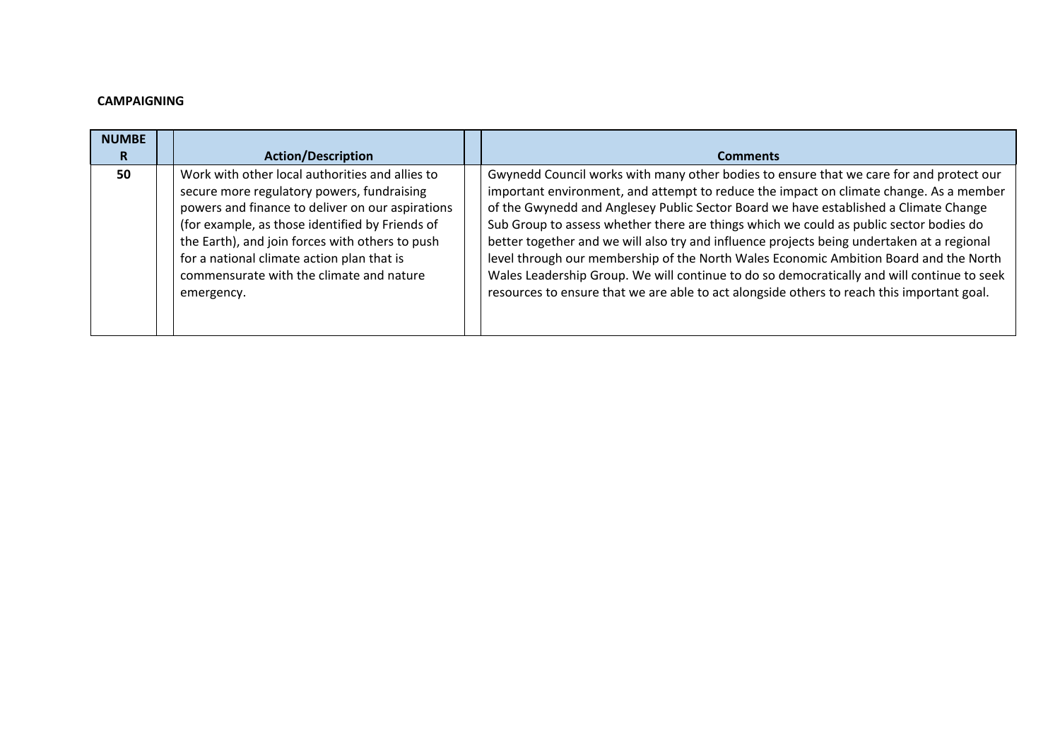**CAMPAIGNING**

| NUMBER | | Action/Description | | Comments |
|---|---|---|---|---|
| **50** | | Work with other local authorities and allies to secure more regulatory powers, fundraising powers and finance to deliver on our aspirations (for example, as those identified by Friends of the Earth), and join forces with others to push for a national climate action plan that is commensurate with the climate and nature emergency. | | Gwynedd Council works with many other bodies to ensure that we care for and protect our important environment, and attempt to reduce the impact on climate change. As a member of the Gwynedd and Anglesey Public Sector Board we have established a Climate Change Sub Group to assess whether there are things which we could as public sector bodies do better together and we will also try and influence projects being undertaken at a regional level through our membership of the North Wales Economic Ambition Board and the North Wales Leadership Group. We will continue to do so democratically and will continue to seek resources to ensure that we are able to act alongside others to reach this important goal. |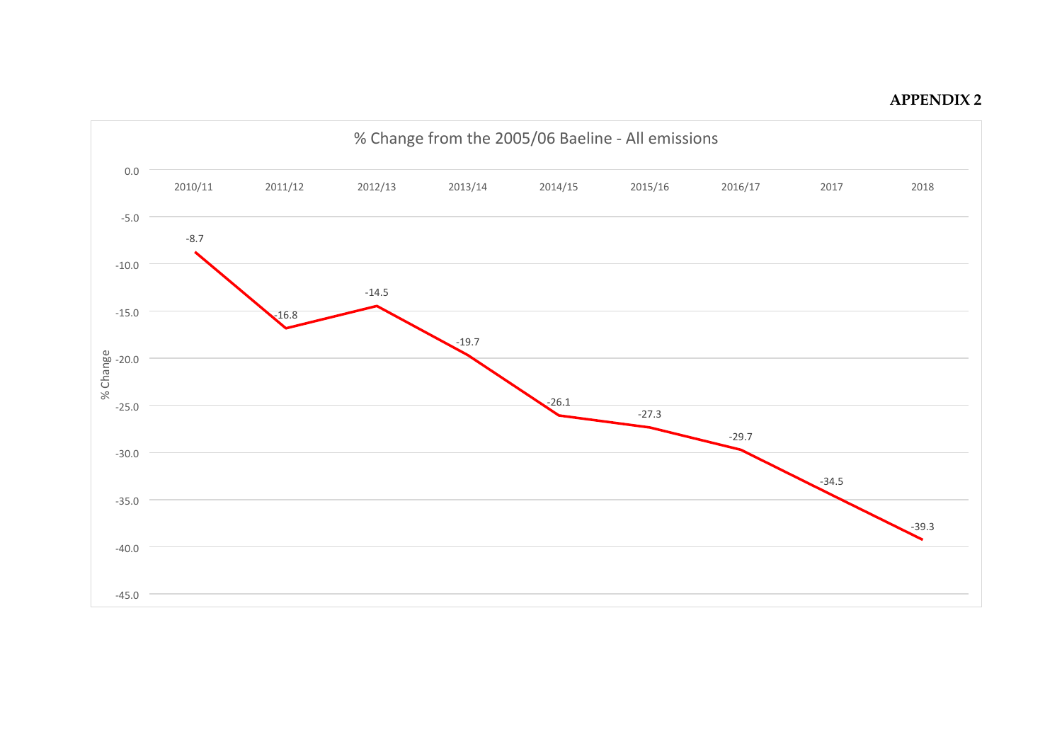**APPENDIX 2**

% Change from the 2005/06 Baeline - All emissions

% Change

0.0
-5.0
-10.0
-15.0
-20.0
-25.0
-30.0
-35.0
-40.0
-45.0

2010/11
2011/12
2012/13
2013/14
2014/15
2015/16
2016/17
2017
2018

-8.7
-16.8
-14.5
-19.7
-26.1
-27.3
-29.7
-34.5
-39.3